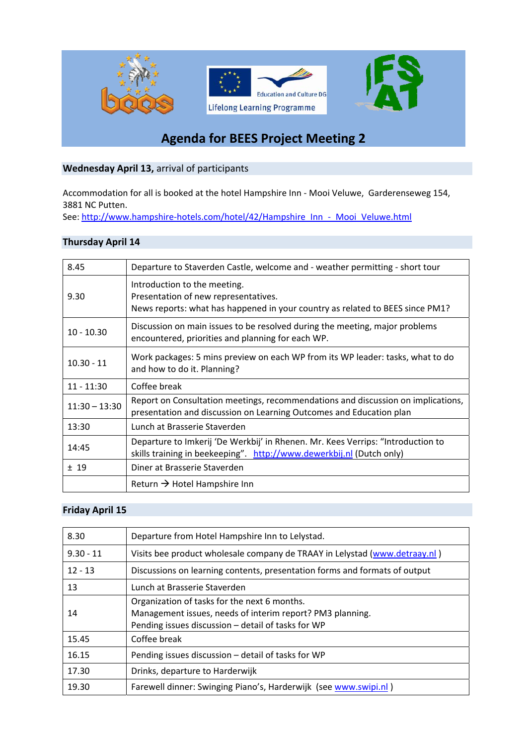# Agenda for BEES Project Meeting 2

## Wednesday April 13, arrival of participants

Accommodation for all is booked at the hotel Hampshire Inn - Mooi Veluwe, Garderenseweg 154, 3881 NC Putten.
See: http://www.hampshire-hotels.com/hotel/42/Hampshire_Inn_-_Mooi_Veluwe.html

## Thursday April 14

| | |
|---|---|
| 8.45 | Departure to Staverden Castle, welcome and - weather permitting - short tour |
| 9.30 | Introduction to the meeting.<br>Presentation of new representatives.<br>News reports: what has happened in your country as related to BEES since PM1? |
| 10 - 10.30 | Discussion on main issues to be resolved during the meeting, major problems encountered, priorities and planning for each WP. |
| 10.30 - 11 | Work packages: 5 mins preview on each WP from its WP leader: tasks, what to do and how to do it. Planning? |
| 11 - 11:30 | Coffee break |
| 11:30 – 13:30 | Report on Consultation meetings, recommendations and discussion on implications, presentation and discussion on Learning Outcomes and Education plan |
| 13:30 | Lunch at Brasserie Staverden |
| 14:45 | Departure to Imkerij 'De Werkbij' in Rhenen. Mr. Kees Verrips: "Introduction to skills training in beekeeping". http://www.dewerkbij.nl (Dutch only) |
| ± 19 | Diner at Brasserie Staverden |
| | Return → Hotel Hampshire Inn |

## Friday April 15

| | |
|---|---|
| 8.30 | Departure from Hotel Hampshire Inn to Lelystad. |
| 9.30 - 11 | Visits bee product wholesale company de TRAAY in Lelystad (www.detraay.nl ) |
| 12 - 13 | Discussions on learning contents, presentation forms and formats of output |
| 13 | Lunch at Brasserie Staverden |
| 14 | Organization of tasks for the next 6 months.<br>Management issues, needs of interim report? PM3 planning.<br>Pending issues discussion – detail of tasks for WP |
| 15.45 | Coffee break |
| 16.15 | Pending issues discussion – detail of tasks for WP |
| 17.30 | Drinks, departure to Harderwijk |
| 19.30 | Farewell dinner: Swinging Piano's, Harderwijk (see www.swipi.nl ) |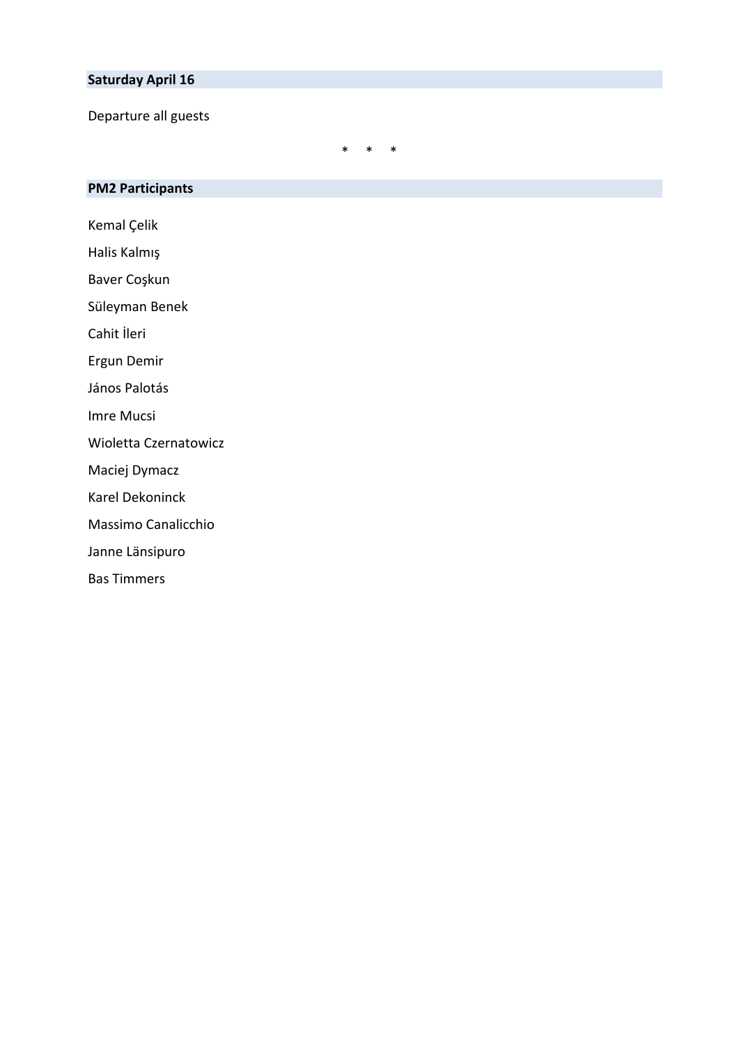## Saturday April 16

Departure all guests

\* \* \*

## PM2 Participants

Kemal Çelik

Halis Kalmış

Baver Coşkun

Süleyman Benek

Cahit İleri

Ergun Demir

János Palotás

Imre Mucsi

Wioletta Czernatowicz

Maciej Dymacz

Karel Dekoninck

Massimo Canalicchio

Janne Länsipuro

Bas Timmers